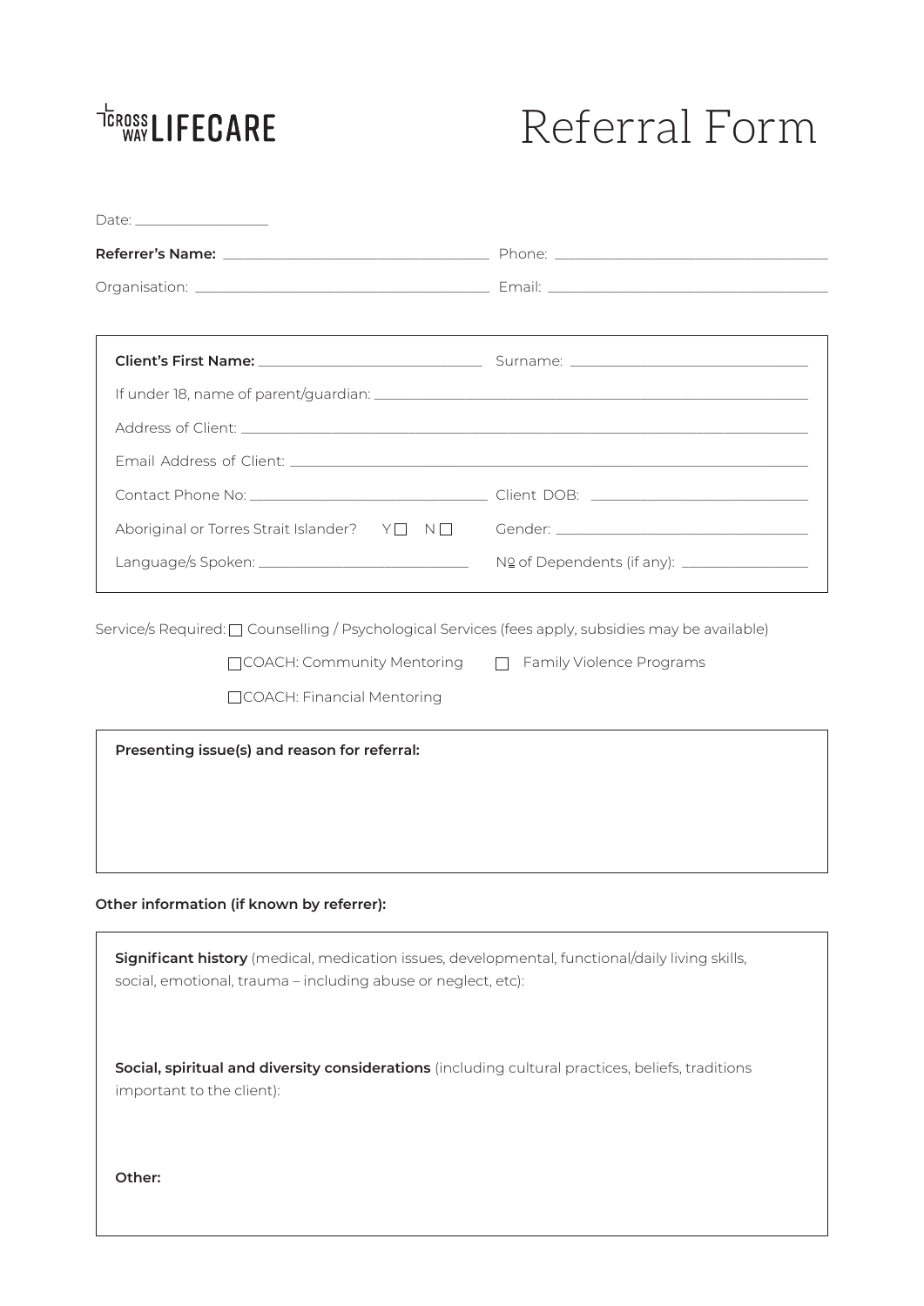CROSS WAY LIFECARE

# Referral Form

Date: ____________________

**Referrer's Name:** ______________________________________ Phone: ______________________________________

Organisation: ______________________________________ Email: ______________________________________

---

**Client's First Name:** ______________________________ Surname: ______________________________

If under 18, name of parent/guardian: ______________________________________________________________

Address of Client: ______________________________________________________________________

Email Address of Client: __________________________________________________________________

Contact Phone No: ______________________________ Client DOB: ______________________________

Aboriginal or Torres Strait Islander? Y ☐ N ☐ Gender: ______________________________

Language/s Spoken: ______________________________ № of Dependents (if any): __________________

---

Service/s Required: ☐ Counselling / Psychological Services (fees apply, subsidies may be available)

☐ COACH: Community Mentoring ☐ Family Violence Programs

☐ COACH: Financial Mentoring

---

**Presenting issue(s) and reason for referral:**

---

**Other information (if known by referrer):**

**Significant history** (medical, medication issues, developmental, functional/daily living skills, social, emotional, trauma – including abuse or neglect, etc):

**Social, spiritual and diversity considerations** (including cultural practices, beliefs, traditions important to the client):

**Other:**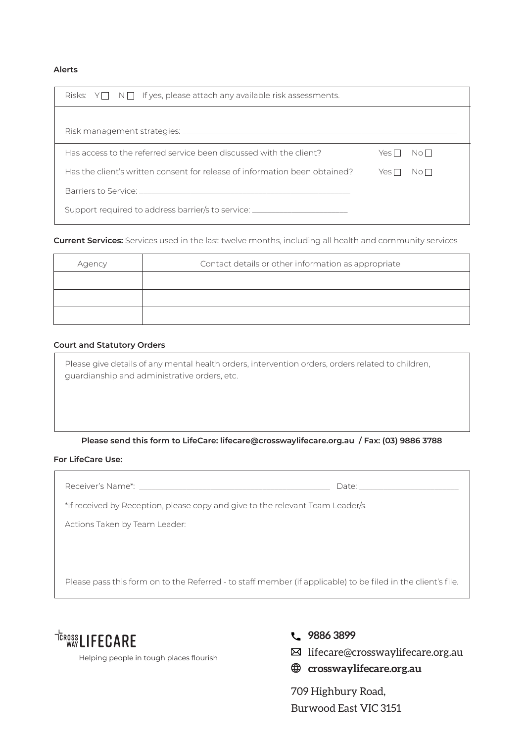**Alerts**

Risks: Y ☐ N ☐ If yes, please attach any available risk assessments.

Risk management strategies: ___________________________________________

Has access to the referred service been discussed with the client? Yes ☐ No ☐

Has the client's written consent for release of information been obtained? Yes ☐ No ☐

Barriers to Service: ___________________________________________

Support required to address barrier/s to service: _______________________

**Current Services:** Services used in the last twelve months, including all health and community services

| Agency | Contact details or other information as appropriate |
|---|---|
| | |
| | |
| | |

**Court and Statutory Orders**

Please give details of any mental health orders, intervention orders, orders related to children, guardianship and administrative orders, etc.

**Please send this form to LifeCare: lifecare@crosswaylifecare.org.au / Fax: (03) 9886 3788**

**For LifeCare Use:**

Receiver's Name*: ___________________________________________ Date: _______________________

*If received by Reception, please copy and give to the relevant Team Leader/s.

Actions Taken by Team Leader:

Please pass this form on to the Referred - to staff member (if applicable) to be filed in the client's file.

CROSSWAY LIFECARE

Helping people in tough places flourish

**9886 3899**

lifecare@crosswaylifecare.org.au

**crosswaylifecare.org.au**

709 Highbury Road,
Burwood East VIC 3151